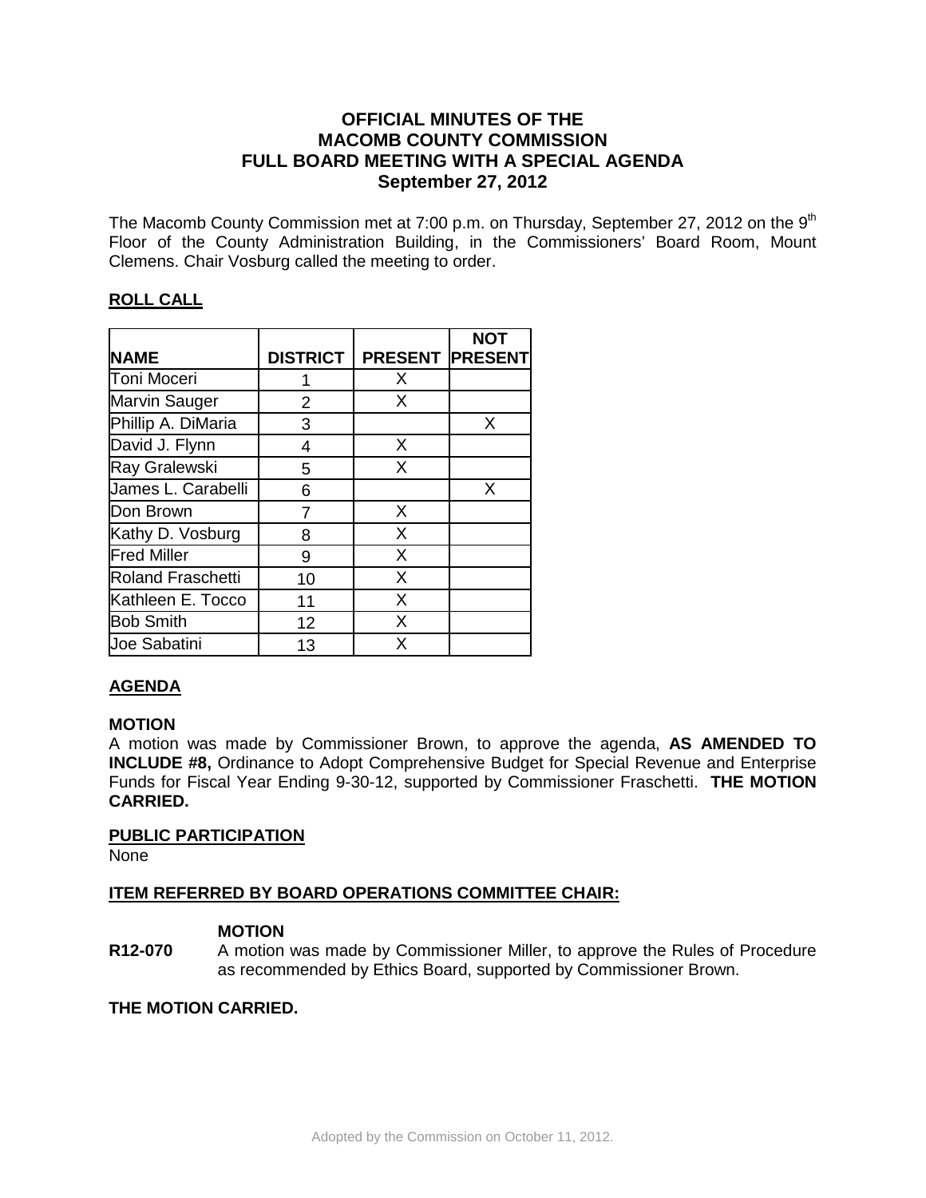# OFFICIAL MINUTES OF THE MACOMB COUNTY COMMISSION FULL BOARD MEETING WITH A SPECIAL AGENDA September 27, 2012

The Macomb County Commission met at 7:00 p.m. on Thursday, September 27, 2012 on the 9th Floor of the County Administration Building, in the Commissioners' Board Room, Mount Clemens. Chair Vosburg called the meeting to order.

## ROLL CALL

| NAME | DISTRICT | PRESENT | NOT PRESENT |
|---|---|---|---|
| Toni Moceri | 1 | X | |
| Marvin Sauger | 2 | X | |
| Phillip A. DiMaria | 3 | | X |
| David J. Flynn | 4 | X | |
| Ray Gralewski | 5 | X | |
| James L. Carabelli | 6 | | X |
| Don Brown | 7 | X | |
| Kathy D. Vosburg | 8 | X | |
| Fred Miller | 9 | X | |
| Roland Fraschetti | 10 | X | |
| Kathleen E. Tocco | 11 | X | |
| Bob Smith | 12 | X | |
| Joe Sabatini | 13 | X | |

## AGENDA

**MOTION**

A motion was made by Commissioner Brown, to approve the agenda, **AS AMENDED TO INCLUDE #8,** Ordinance to Adopt Comprehensive Budget for Special Revenue and Enterprise Funds for Fiscal Year Ending 9-30-12, supported by Commissioner Fraschetti. **THE MOTION CARRIED.**

## PUBLIC PARTICIPATION

None

## ITEM REFERRED BY BOARD OPERATIONS COMMITTEE CHAIR:

**MOTION**

**R12-070** A motion was made by Commissioner Miller, to approve the Rules of Procedure as recommended by Ethics Board, supported by Commissioner Brown.

**THE MOTION CARRIED.**

Adopted by the Commission on October 11, 2012.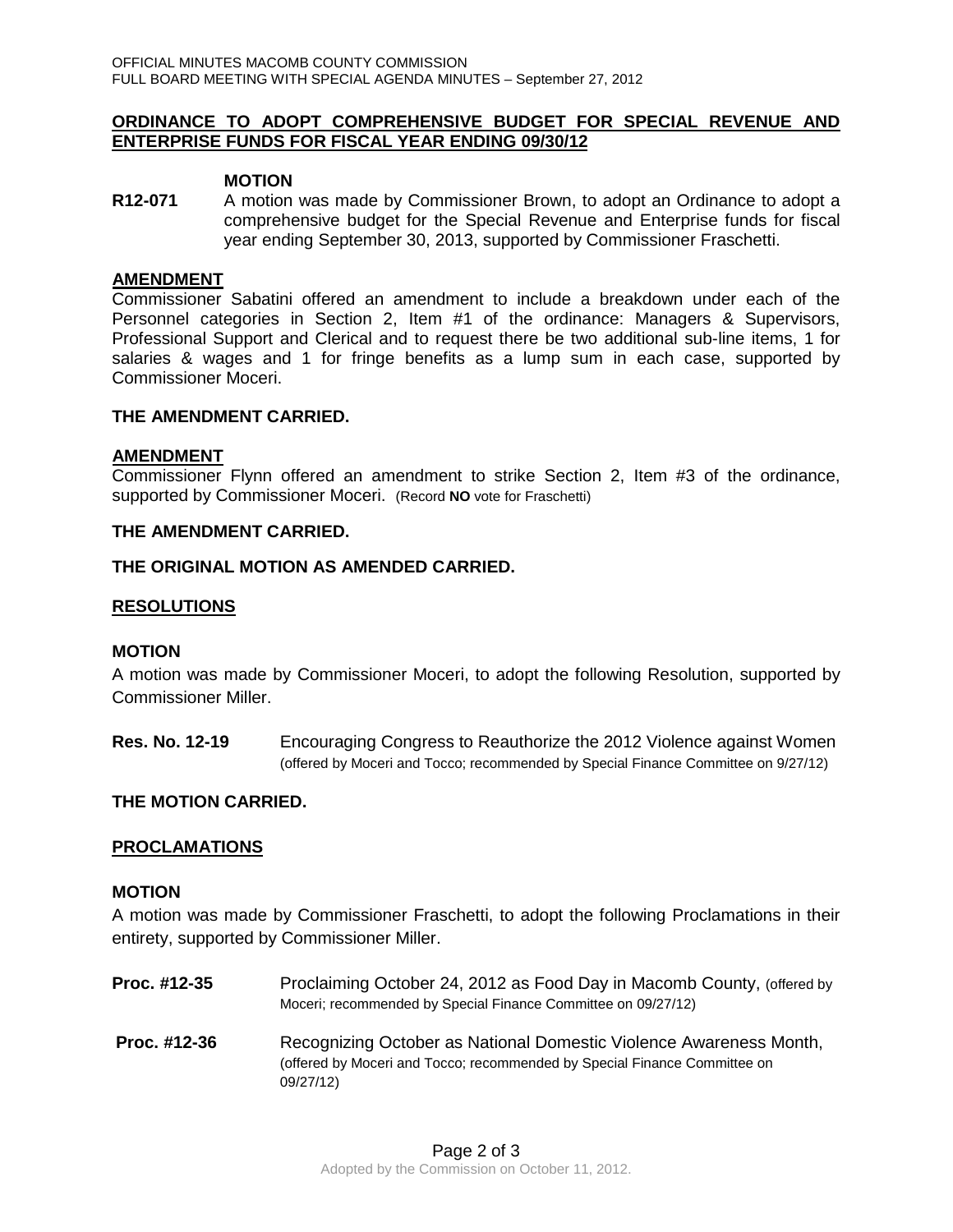## ORDINANCE TO ADOPT COMPREHENSIVE BUDGET FOR SPECIAL REVENUE AND ENTERPRISE FUNDS FOR FISCAL YEAR ENDING 09/30/12

**MOTION**

**R12-071** A motion was made by Commissioner Brown, to adopt an Ordinance to adopt a comprehensive budget for the Special Revenue and Enterprise funds for fiscal year ending September 30, 2013, supported by Commissioner Fraschetti.

**AMENDMENT**

Commissioner Sabatini offered an amendment to include a breakdown under each of the Personnel categories in Section 2, Item #1 of the ordinance: Managers & Supervisors, Professional Support and Clerical and to request there be two additional sub-line items, 1 for salaries & wages and 1 for fringe benefits as a lump sum in each case, supported by Commissioner Moceri.

**THE AMENDMENT CARRIED.**

**AMENDMENT**

Commissioner Flynn offered an amendment to strike Section 2, Item #3 of the ordinance, supported by Commissioner Moceri. (Record **NO** vote for Fraschetti)

**THE AMENDMENT CARRIED.**

**THE ORIGINAL MOTION AS AMENDED CARRIED.**

## RESOLUTIONS

**MOTION**

A motion was made by Commissioner Moceri, to adopt the following Resolution, supported by Commissioner Miller.

**Res. No. 12-19** Encouraging Congress to Reauthorize the 2012 Violence against Women (offered by Moceri and Tocco; recommended by Special Finance Committee on 9/27/12)

**THE MOTION CARRIED.**

## PROCLAMATIONS

**MOTION**

A motion was made by Commissioner Fraschetti, to adopt the following Proclamations in their entirety, supported by Commissioner Miller.

**Proc. #12-35** Proclaiming October 24, 2012 as Food Day in Macomb County, (offered by Moceri; recommended by Special Finance Committee on 09/27/12)

**Proc. #12-36** Recognizing October as National Domestic Violence Awareness Month, (offered by Moceri and Tocco; recommended by Special Finance Committee on 09/27/12)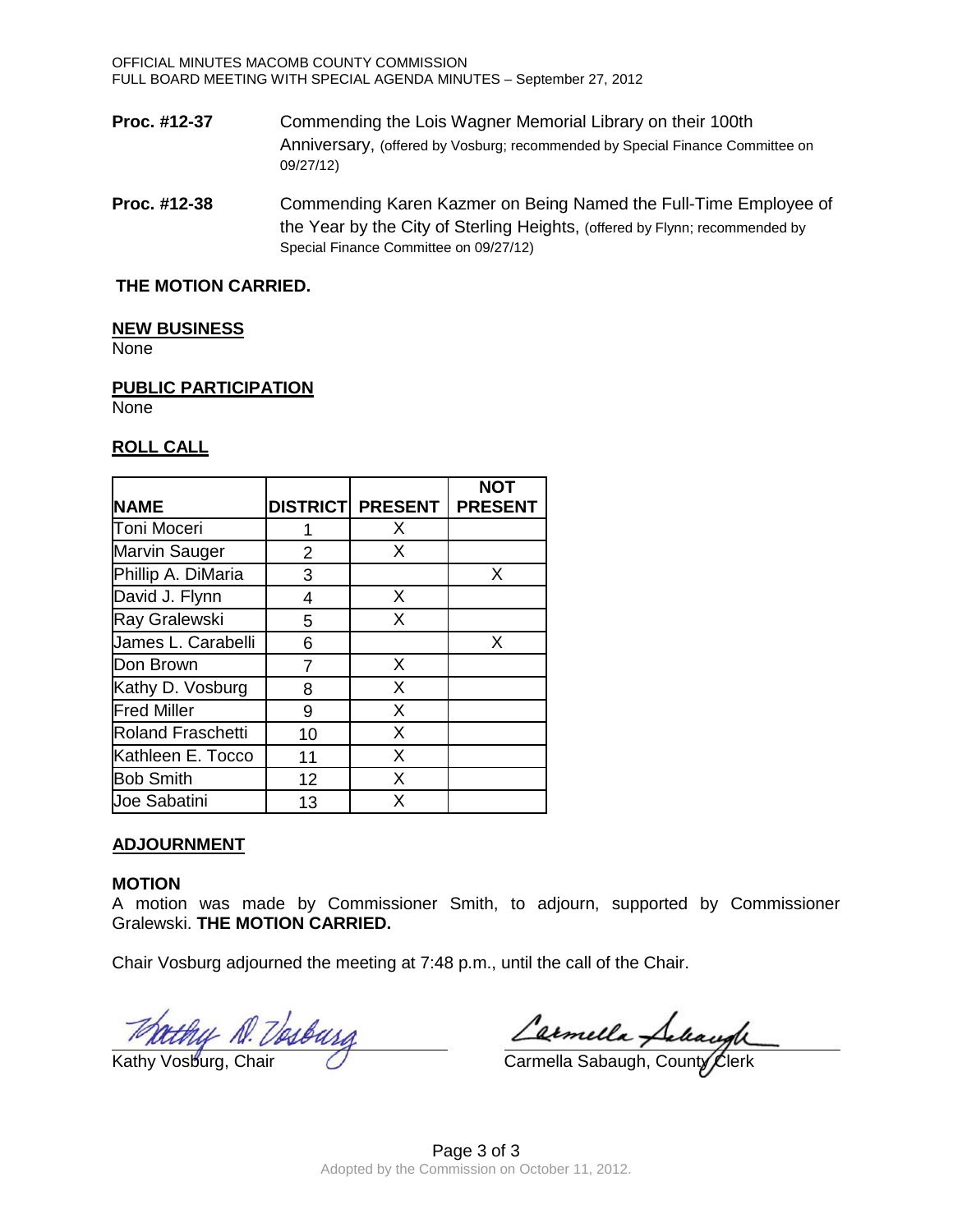**Proc. #12-37** Commending the Lois Wagner Memorial Library on their 100th Anniversary, (offered by Vosburg; recommended by Special Finance Committee on 09/27/12)

**Proc. #12-38** Commending Karen Kazmer on Being Named the Full-Time Employee of the Year by the City of Sterling Heights, (offered by Flynn; recommended by Special Finance Committee on 09/27/12)

**THE MOTION CARRIED.**

**NEW BUSINESS**

None

**PUBLIC PARTICIPATION**

None

**ROLL CALL**

| NAME | DISTRICT | PRESENT | NOT PRESENT |
|---|---|---|---|
| Toni Moceri | 1 | X | |
| Marvin Sauger | 2 | X | |
| Phillip A. DiMaria | 3 | | X |
| David J. Flynn | 4 | X | |
| Ray Gralewski | 5 | X | |
| James L. Carabelli | 6 | | X |
| Don Brown | 7 | X | |
| Kathy D. Vosburg | 8 | X | |
| Fred Miller | 9 | X | |
| Roland Fraschetti | 10 | X | |
| Kathleen E. Tocco | 11 | X | |
| Bob Smith | 12 | X | |
| Joe Sabatini | 13 | X | |

**ADJOURNMENT**

**MOTION**

A motion was made by Commissioner Smith, to adjourn, supported by Commissioner Gralewski. **THE MOTION CARRIED.**

Chair Vosburg adjourned the meeting at 7:48 p.m., until the call of the Chair.

Kathy Vosburg, Chair

Carmella Sabaugh, County Clerk

Adopted by the Commission on October 11, 2012.